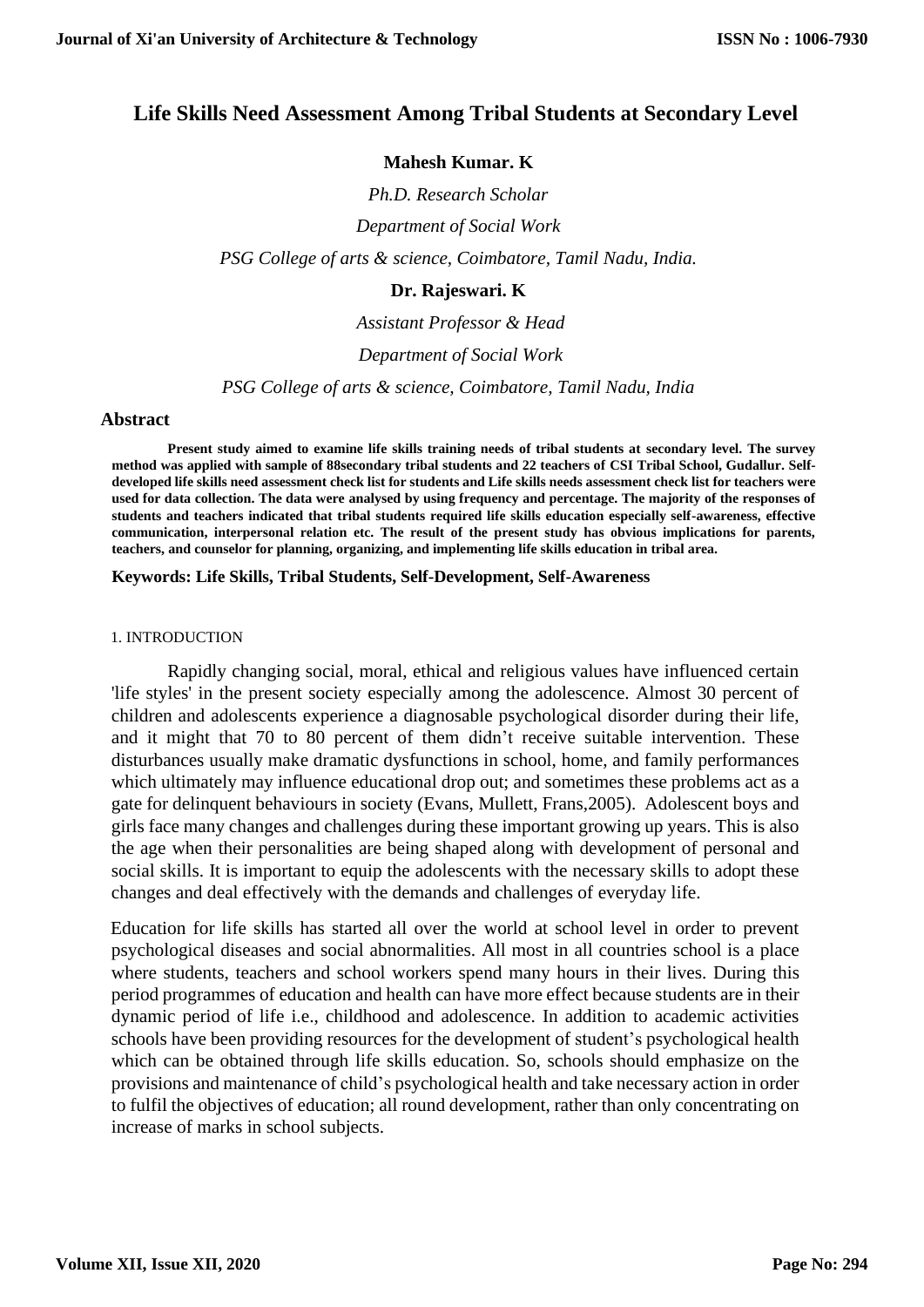# Life Skills Need Assessment Among Tribal Students at Secondary Level

**Mahesh Kumar. K**

*Ph.D. Research Scholar*

*Department of Social Work*

*PSG College of arts & science, Coimbatore, Tamil Nadu, India.*

**Dr. Rajeswari. K**

*Assistant Professor & Head*

*Department of Social Work*

*PSG College of arts & science, Coimbatore, Tamil Nadu, India*

## Abstract

**Present study aimed to examine life skills training needs of tribal students at secondary level. The survey method was applied with sample of 88secondary tribal students and 22 teachers of CSI Tribal School, Gudallur. Self-developed life skills need assessment check list for students and Life skills needs assessment check list for teachers were used for data collection. The data were analysed by using frequency and percentage. The majority of the responses of students and teachers indicated that tribal students required life skills education especially self-awareness, effective communication, interpersonal relation etc. The result of the present study has obvious implications for parents, teachers, and counselor for planning, organizing, and implementing life skills education in tribal area.**

**Keywords: Life Skills, Tribal Students, Self-Development, Self-Awareness**

## 1. INTRODUCTION

Rapidly changing social, moral, ethical and religious values have influenced certain 'life styles' in the present society especially among the adolescence. Almost 30 percent of children and adolescents experience a diagnosable psychological disorder during their life, and it might that 70 to 80 percent of them didn't receive suitable intervention. These disturbances usually make dramatic dysfunctions in school, home, and family performances which ultimately may influence educational drop out; and sometimes these problems act as a gate for delinquent behaviours in society (Evans, Mullett, Frans,2005). Adolescent boys and girls face many changes and challenges during these important growing up years. This is also the age when their personalities are being shaped along with development of personal and social skills. It is important to equip the adolescents with the necessary skills to adopt these changes and deal effectively with the demands and challenges of everyday life.

Education for life skills has started all over the world at school level in order to prevent psychological diseases and social abnormalities. All most in all countries school is a place where students, teachers and school workers spend many hours in their lives. During this period programmes of education and health can have more effect because students are in their dynamic period of life i.e., childhood and adolescence. In addition to academic activities schools have been providing resources for the development of student's psychological health which can be obtained through life skills education. So, schools should emphasize on the provisions and maintenance of child's psychological health and take necessary action in order to fulfil the objectives of education; all round development, rather than only concentrating on increase of marks in school subjects.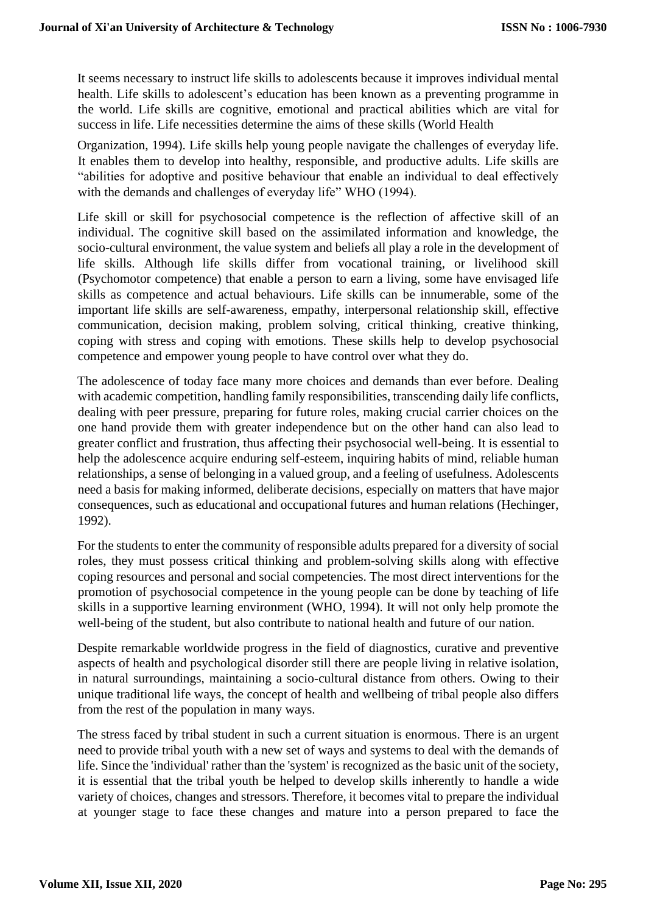It seems necessary to instruct life skills to adolescents because it improves individual mental health. Life skills to adolescent's education has been known as a preventing programme in the world. Life skills are cognitive, emotional and practical abilities which are vital for success in life. Life necessities determine the aims of these skills (World Health Organization, 1994). Life skills help young people navigate the challenges of everyday life. It enables them to develop into healthy, responsible, and productive adults. Life skills are "abilities for adoptive and positive behaviour that enable an individual to deal effectively with the demands and challenges of everyday life" WHO (1994).

Life skill or skill for psychosocial competence is the reflection of affective skill of an individual. The cognitive skill based on the assimilated information and knowledge, the socio-cultural environment, the value system and beliefs all play a role in the development of life skills. Although life skills differ from vocational training, or livelihood skill (Psychomotor competence) that enable a person to earn a living, some have envisaged life skills as competence and actual behaviours. Life skills can be innumerable, some of the important life skills are self-awareness, empathy, interpersonal relationship skill, effective communication, decision making, problem solving, critical thinking, creative thinking, coping with stress and coping with emotions. These skills help to develop psychosocial competence and empower young people to have control over what they do.

The adolescence of today face many more choices and demands than ever before. Dealing with academic competition, handling family responsibilities, transcending daily life conflicts, dealing with peer pressure, preparing for future roles, making crucial carrier choices on the one hand provide them with greater independence but on the other hand can also lead to greater conflict and frustration, thus affecting their psychosocial well-being. It is essential to help the adolescence acquire enduring self-esteem, inquiring habits of mind, reliable human relationships, a sense of belonging in a valued group, and a feeling of usefulness. Adolescents need a basis for making informed, deliberate decisions, especially on matters that have major consequences, such as educational and occupational futures and human relations (Hechinger, 1992).

For the students to enter the community of responsible adults prepared for a diversity of social roles, they must possess critical thinking and problem-solving skills along with effective coping resources and personal and social competencies. The most direct interventions for the promotion of psychosocial competence in the young people can be done by teaching of life skills in a supportive learning environment (WHO, 1994). It will not only help promote the well-being of the student, but also contribute to national health and future of our nation.

Despite remarkable worldwide progress in the field of diagnostics, curative and preventive aspects of health and psychological disorder still there are people living in relative isolation, in natural surroundings, maintaining a socio-cultural distance from others. Owing to their unique traditional life ways, the concept of health and wellbeing of tribal people also differs from the rest of the population in many ways.

The stress faced by tribal student in such a current situation is enormous. There is an urgent need to provide tribal youth with a new set of ways and systems to deal with the demands of life. Since the 'individual' rather than the 'system' is recognized as the basic unit of the society, it is essential that the tribal youth be helped to develop skills inherently to handle a wide variety of choices, changes and stressors. Therefore, it becomes vital to prepare the individual at younger stage to face these changes and mature into a person prepared to face the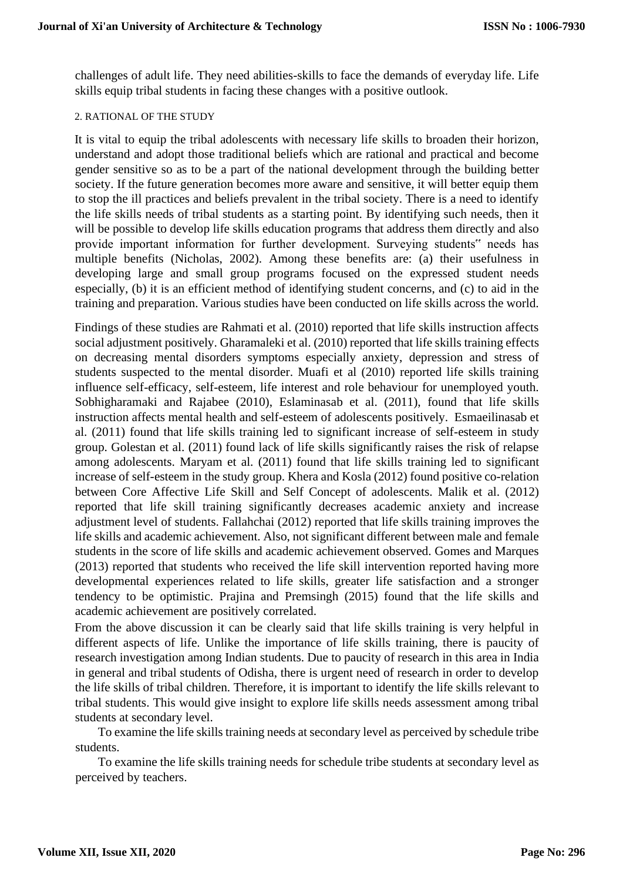challenges of adult life. They need abilities-skills to face the demands of everyday life. Life skills equip tribal students in facing these changes with a positive outlook.

## 2. RATIONAL OF THE STUDY

It is vital to equip the tribal adolescents with necessary life skills to broaden their horizon, understand and adopt those traditional beliefs which are rational and practical and become gender sensitive so as to be a part of the national development through the building better society. If the future generation becomes more aware and sensitive, it will better equip them to stop the ill practices and beliefs prevalent in the tribal society. There is a need to identify the life skills needs of tribal students as a starting point. By identifying such needs, then it will be possible to develop life skills education programs that address them directly and also provide important information for further development. Surveying students" needs has multiple benefits (Nicholas, 2002). Among these benefits are: (a) their usefulness in developing large and small group programs focused on the expressed student needs especially, (b) it is an efficient method of identifying student concerns, and (c) to aid in the training and preparation. Various studies have been conducted on life skills across the world.

Findings of these studies are Rahmati et al. (2010) reported that life skills instruction affects social adjustment positively. Gharamaleki et al. (2010) reported that life skills training effects on decreasing mental disorders symptoms especially anxiety, depression and stress of students suspected to the mental disorder. Muafi et al (2010) reported life skills training influence self-efficacy, self-esteem, life interest and role behaviour for unemployed youth. Sobhigharamaki and Rajabee (2010), Eslaminasab et al. (2011), found that life skills instruction affects mental health and self-esteem of adolescents positively. Esmaeilinasab et al. (2011) found that life skills training led to significant increase of self-esteem in study group. Golestan et al. (2011) found lack of life skills significantly raises the risk of relapse among adolescents. Maryam et al. (2011) found that life skills training led to significant increase of self-esteem in the study group. Khera and Kosla (2012) found positive co-relation between Core Affective Life Skill and Self Concept of adolescents. Malik et al. (2012) reported that life skill training significantly decreases academic anxiety and increase adjustment level of students. Fallahchai (2012) reported that life skills training improves the life skills and academic achievement. Also, not significant different between male and female students in the score of life skills and academic achievement observed. Gomes and Marques (2013) reported that students who received the life skill intervention reported having more developmental experiences related to life skills, greater life satisfaction and a stronger tendency to be optimistic. Prajina and Premsingh (2015) found that the life skills and academic achievement are positively correlated.

From the above discussion it can be clearly said that life skills training is very helpful in different aspects of life. Unlike the importance of life skills training, there is paucity of research investigation among Indian students. Due to paucity of research in this area in India in general and tribal students of Odisha, there is urgent need of research in order to develop the life skills of tribal children. Therefore, it is important to identify the life skills relevant to tribal students. This would give insight to explore life skills needs assessment among tribal students at secondary level.

To examine the life skills training needs at secondary level as perceived by schedule tribe students.

To examine the life skills training needs for schedule tribe students at secondary level as perceived by teachers.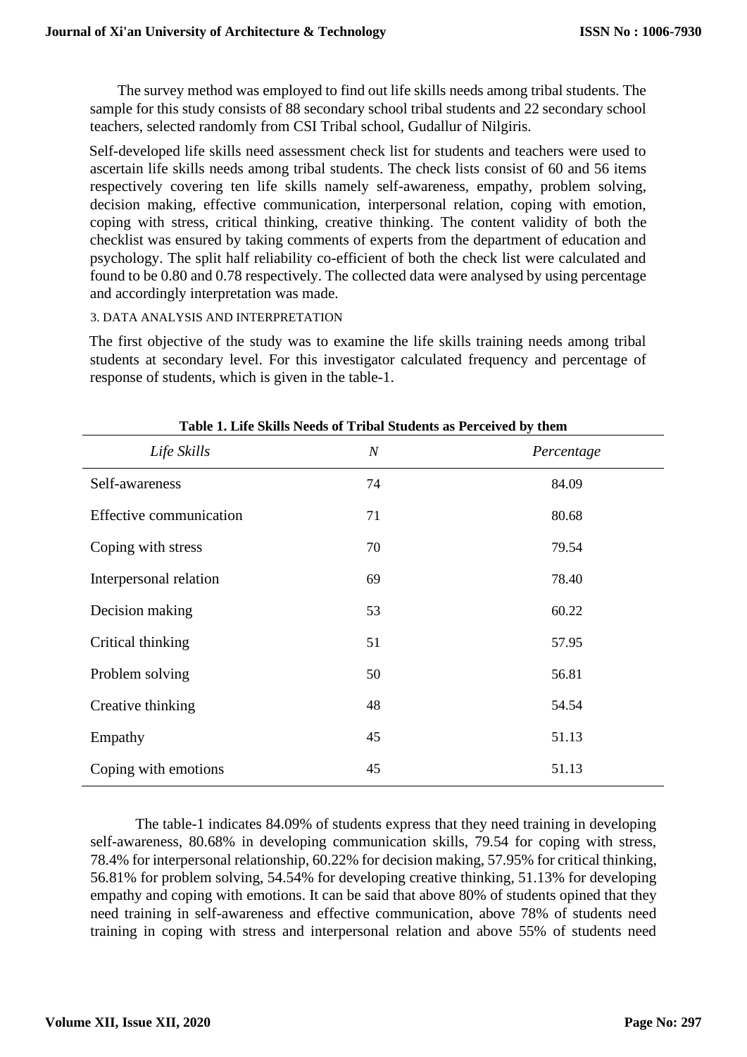The survey method was employed to find out life skills needs among tribal students. The sample for this study consists of 88 secondary school tribal students and 22 secondary school teachers, selected randomly from CSI Tribal school, Gudallur of Nilgiris.

Self-developed life skills need assessment check list for students and teachers were used to ascertain life skills needs among tribal students. The check lists consist of 60 and 56 items respectively covering ten life skills namely self-awareness, empathy, problem solving, decision making, effective communication, interpersonal relation, coping with emotion, coping with stress, critical thinking, creative thinking. The content validity of both the checklist was ensured by taking comments of experts from the department of education and psychology. The split half reliability co-efficient of both the check list were calculated and found to be 0.80 and 0.78 respectively. The collected data were analysed by using percentage and accordingly interpretation was made.

## 3. DATA ANALYSIS AND INTERPRETATION

The first objective of the study was to examine the life skills training needs among tribal students at secondary level. For this investigator calculated frequency and percentage of response of students, which is given in the table-1.

**Table 1. Life Skills Needs of Tribal Students as Perceived by them**

| *Life Skills* | *N* | *Percentage* |
|---|---|---|
| Self-awareness | 74 | 84.09 |
| Effective communication | 71 | 80.68 |
| Coping with stress | 70 | 79.54 |
| Interpersonal relation | 69 | 78.40 |
| Decision making | 53 | 60.22 |
| Critical thinking | 51 | 57.95 |
| Problem solving | 50 | 56.81 |
| Creative thinking | 48 | 54.54 |
| Empathy | 45 | 51.13 |
| Coping with emotions | 45 | 51.13 |

The table-1 indicates 84.09% of students express that they need training in developing self-awareness, 80.68% in developing communication skills, 79.54 for coping with stress, 78.4% for interpersonal relationship, 60.22% for decision making, 57.95% for critical thinking, 56.81% for problem solving, 54.54% for developing creative thinking, 51.13% for developing empathy and coping with emotions. It can be said that above 80% of students opined that they need training in self-awareness and effective communication, above 78% of students need training in coping with stress and interpersonal relation and above 55% of students need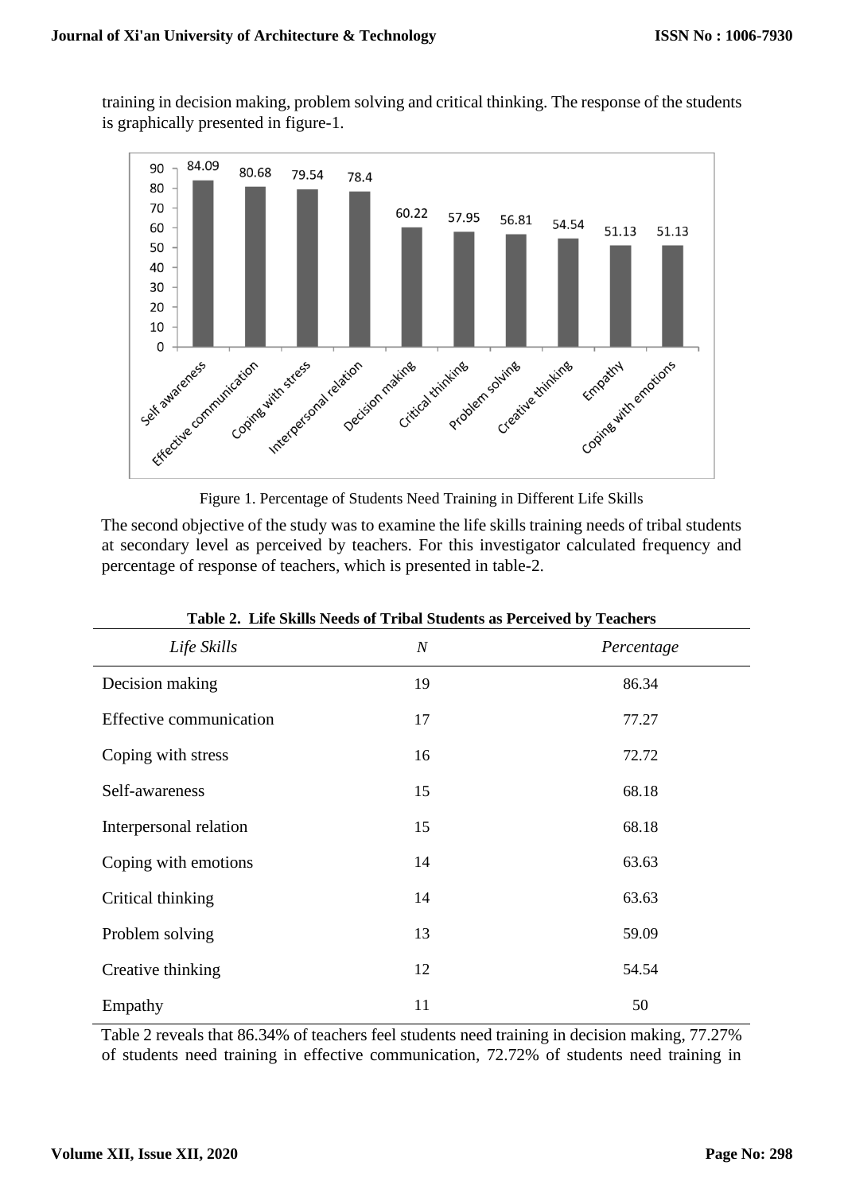training in decision making, problem solving and critical thinking. The response of the students is graphically presented in figure-1.

Figure 1. Percentage of Students Need Training in Different Life Skills

The second objective of the study was to examine the life skills training needs of tribal students at secondary level as perceived by teachers. For this investigator calculated frequency and percentage of response of teachers, which is presented in table-2.

**Table 2. Life Skills Needs of Tribal Students as Perceived by Teachers**

| *Life Skills* | *N* | *Percentage* |
|---|---|---|
| Decision making | 19 | 86.34 |
| Effective communication | 17 | 77.27 |
| Coping with stress | 16 | 72.72 |
| Self-awareness | 15 | 68.18 |
| Interpersonal relation | 15 | 68.18 |
| Coping with emotions | 14 | 63.63 |
| Critical thinking | 14 | 63.63 |
| Problem solving | 13 | 59.09 |
| Creative thinking | 12 | 54.54 |
| Empathy | 11 | 50 |

Table 2 reveals that 86.34% of teachers feel students need training in decision making, 77.27% of students need training in effective communication, 72.72% of students need training in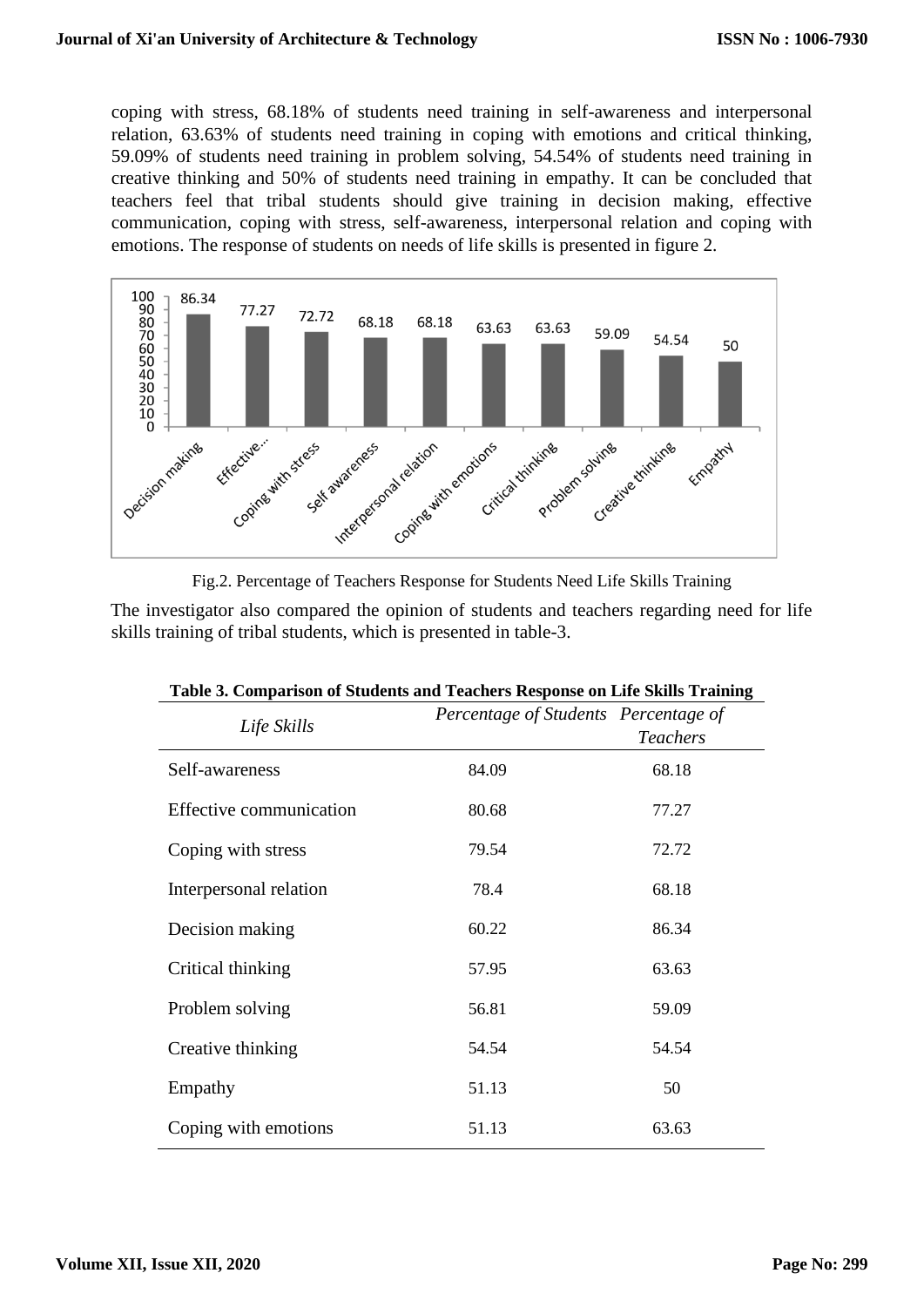coping with stress, 68.18% of students need training in self-awareness and interpersonal relation, 63.63% of students need training in coping with emotions and critical thinking, 59.09% of students need training in problem solving, 54.54% of students need training in creative thinking and 50% of students need training in empathy. It can be concluded that teachers feel that tribal students should give training in decision making, effective communication, coping with stress, self-awareness, interpersonal relation and coping with emotions. The response of students on needs of life skills is presented in figure 2.

Fig.2. Percentage of Teachers Response for Students Need Life Skills Training

The investigator also compared the opinion of students and teachers regarding need for life skills training of tribal students, which is presented in table-3.

**Table 3. Comparison of Students and Teachers Response on Life Skills Training**

| *Life Skills* | *Percentage of Students* | *Percentage of Teachers* |
|---|---|---|
| Self-awareness | 84.09 | 68.18 |
| Effective communication | 80.68 | 77.27 |
| Coping with stress | 79.54 | 72.72 |
| Interpersonal relation | 78.4 | 68.18 |
| Decision making | 60.22 | 86.34 |
| Critical thinking | 57.95 | 63.63 |
| Problem solving | 56.81 | 59.09 |
| Creative thinking | 54.54 | 54.54 |
| Empathy | 51.13 | 50 |
| Coping with emotions | 51.13 | 63.63 |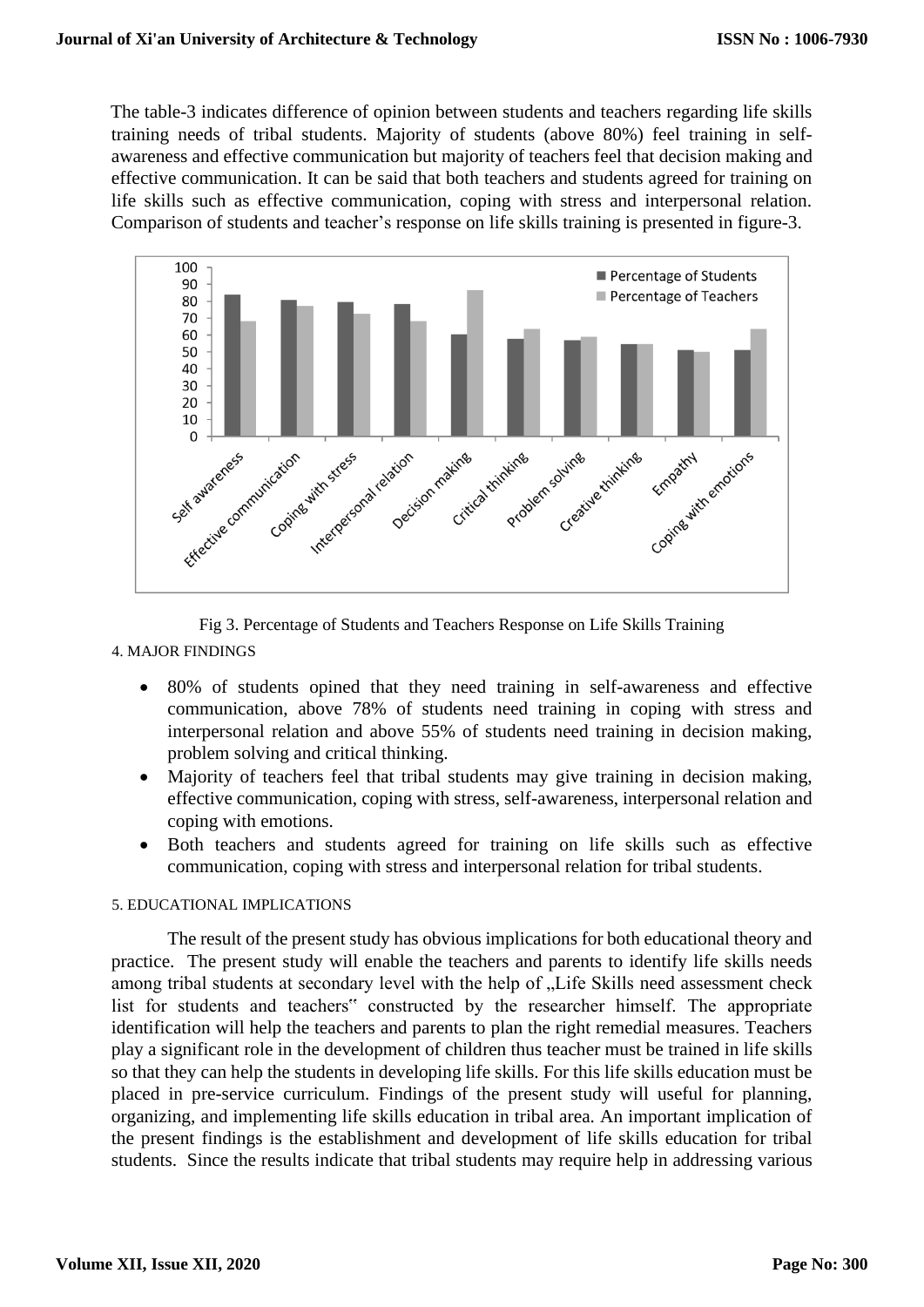The table-3 indicates difference of opinion between students and teachers regarding life skills training needs of tribal students. Majority of students (above 80%) feel training in self-awareness and effective communication but majority of teachers feel that decision making and effective communication. It can be said that both teachers and students agreed for training on life skills such as effective communication, coping with stress and interpersonal relation. Comparison of students and teacher's response on life skills training is presented in figure-3.

Fig 3. Percentage of Students and Teachers Response on Life Skills Training

## 4. MAJOR FINDINGS

- 80% of students opined that they need training in self-awareness and effective communication, above 78% of students need training in coping with stress and interpersonal relation and above 55% of students need training in decision making, problem solving and critical thinking.
- Majority of teachers feel that tribal students may give training in decision making, effective communication, coping with stress, self-awareness, interpersonal relation and coping with emotions.
- Both teachers and students agreed for training on life skills such as effective communication, coping with stress and interpersonal relation for tribal students.

## 5. EDUCATIONAL IMPLICATIONS

The result of the present study has obvious implications for both educational theory and practice. The present study will enable the teachers and parents to identify life skills needs among tribal students at secondary level with the help of „Life Skills need assessment check list for students and teachers" constructed by the researcher himself. The appropriate identification will help the teachers and parents to plan the right remedial measures. Teachers play a significant role in the development of children thus teacher must be trained in life skills so that they can help the students in developing life skills. For this life skills education must be placed in pre-service curriculum. Findings of the present study will useful for planning, organizing, and implementing life skills education in tribal area. An important implication of the present findings is the establishment and development of life skills education for tribal students. Since the results indicate that tribal students may require help in addressing various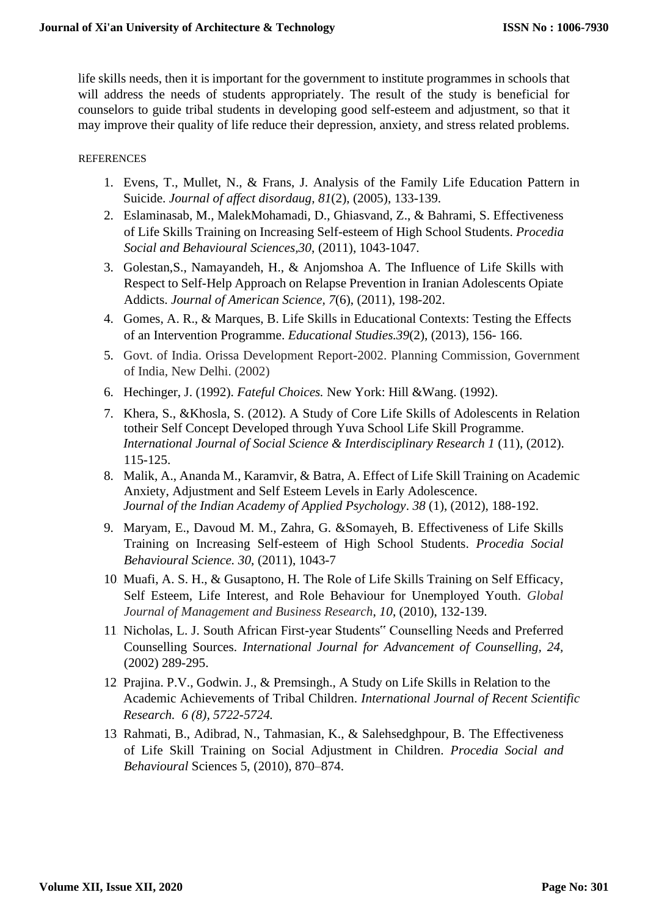life skills needs, then it is important for the government to institute programmes in schools that will address the needs of students appropriately. The result of the study is beneficial for counselors to guide tribal students in developing good self-esteem and adjustment, so that it may improve their quality of life reduce their depression, anxiety, and stress related problems.

REFERENCES

1. Evens, T., Mullet, N., & Frans, J. Analysis of the Family Life Education Pattern in Suicide. *Journal of affect disordaug, 81*(2), (2005), 133-139.
2. Eslaminasab, M., MalekMohamadi, D., Ghiasvand, Z., & Bahrami, S. Effectiveness of Life Skills Training on Increasing Self-esteem of High School Students. *Procedia Social and Behavioural Sciences,30*, (2011), 1043-1047.
3. Golestan,S., Namayandeh, H., & Anjomshoa A. The Influence of Life Skills with Respect to Self-Help Approach on Relapse Prevention in Iranian Adolescents Opiate Addicts. *Journal of American Science, 7*(6), (2011), 198-202.
4. Gomes, A. R., & Marques, B. Life Skills in Educational Contexts: Testing the Effects of an Intervention Programme. *Educational Studies.39*(2), (2013), 156- 166.
5. Govt. of India. Orissa Development Report-2002. Planning Commission, Government of India, New Delhi. (2002)
6. Hechinger, J. (1992). *Fateful Choices.* New York: Hill &Wang. (1992).
7. Khera, S., &Khosla, S. (2012). A Study of Core Life Skills of Adolescents in Relation totheir Self Concept Developed through Yuva School Life Skill Programme. *International Journal of Social Science & Interdisciplinary Research 1* (11), (2012). 115-125.
8. Malik, A., Ananda M., Karamvir, & Batra, A. Effect of Life Skill Training on Academic Anxiety, Adjustment and Self Esteem Levels in Early Adolescence. *Journal of the Indian Academy of Applied Psychology*. *38* (1), (2012), 188-192.
9. Maryam, E., Davoud M. M., Zahra, G. &Somayeh, B. Effectiveness of Life Skills Training on Increasing Self-esteem of High School Students. *Procedia Social Behavioural Science. 30*, (2011), 1043-7
10. Muafi, A. S. H., & Gusaptono, H. The Role of Life Skills Training on Self Efficacy, Self Esteem, Life Interest, and Role Behaviour for Unemployed Youth. *Global Journal of Management and Business Research*, *10*, (2010), 132-139.
11. Nicholas, L. J. South African First-year Students" Counselling Needs and Preferred Counselling Sources. *International Journal for Advancement of Counselling, 24,* (2002) 289-295.
12. Prajina. P.V., Godwin. J., & Premsingh., A Study on Life Skills in Relation to the Academic Achievements of Tribal Children. *International Journal of Recent Scientific Research. 6 (8), 5722-5724.*
13. Rahmati, B., Adibrad, N., Tahmasian, K., & Salehsedghpour, B. The Effectiveness of Life Skill Training on Social Adjustment in Children. *Procedia Social and Behavioural* Sciences 5, (2010), 870–874.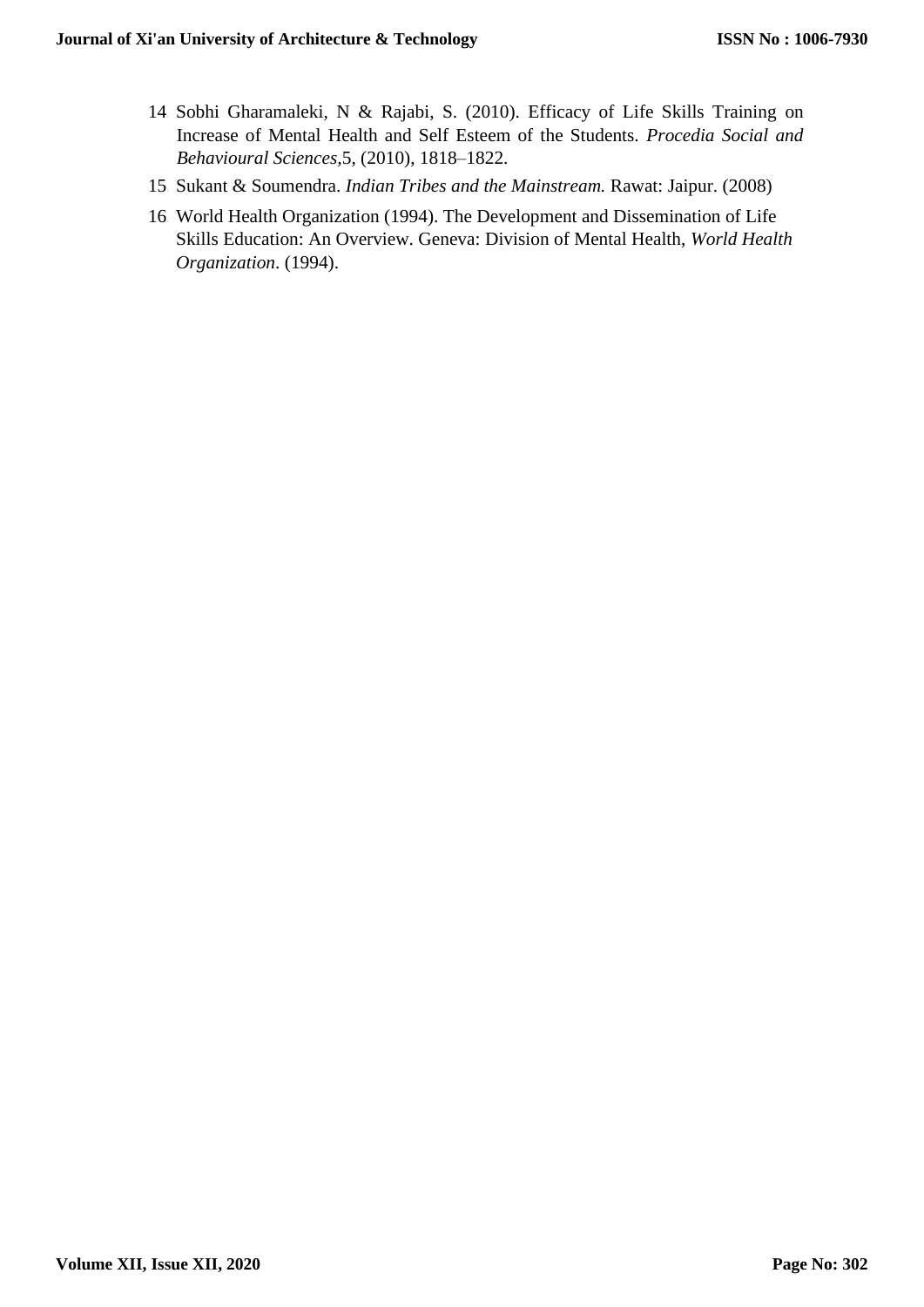14. Sobhi Gharamaleki, N & Rajabi, S. (2010). Efficacy of Life Skills Training on Increase of Mental Health and Self Esteem of the Students. *Procedia Social and Behavioural Sciences,*5, (2010), 1818–1822.
15. Sukant & Soumendra. *Indian Tribes and the Mainstream.* Rawat: Jaipur. (2008)
16. World Health Organization (1994). The Development and Dissemination of Life Skills Education: An Overview. Geneva: Division of Mental Health, *World Health Organization*. (1994).